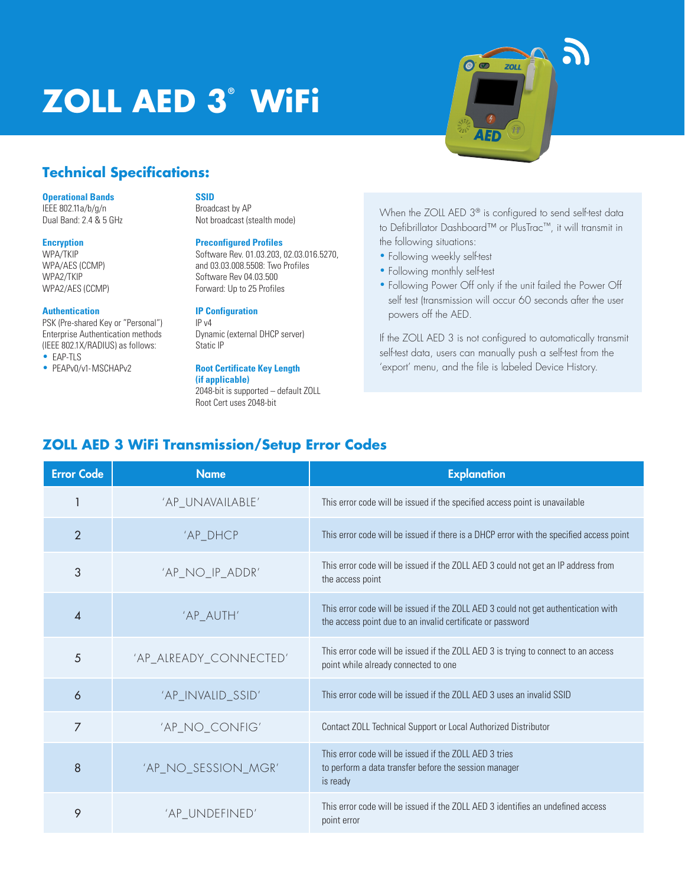# ZOLL AED 3® WiFi

## Technical Specifications:

**Operational Bands**
IEEE 802.11a/b/g/n
Dual Band: 2.4 & 5 GHz

**Encryption**
WPA/TKIP
WPA/AES (CCMP)
WPA2/TKIP
WPA2/AES (CCMP)

**Authentication**
PSK (Pre-shared Key or "Personal")
Enterprise Authentication methods (IEEE 802.1X/RADIUS) as follows:

- EAP-TLS
- PEAPv0/v1-MSCHAPv2

**SSID**
Broadcast by AP
Not broadcast (stealth mode)

**Preconfigured Profiles**
Software Rev. 01.03.203, 02.03.016.5270, and 03.03.008.5508: Two Profiles
Software Rev 04.03.500
Forward: Up to 25 Profiles

**IP Configuration**
IP v4
Dynamic (external DHCP server)
Static IP

**Root Certificate Key Length (if applicable)**
2048-bit is supported – default ZOLL Root Cert uses 2048-bit

When the ZOLL AED 3® is configured to send self-test data to Defibrillator Dashboard™ or PlusTrac™, it will transmit in the following situations:

- Following weekly self-test
- Following monthly self-test
- Following Power Off only if the unit failed the Power Off self test (transmission will occur 60 seconds after the user powers off the AED.

If the ZOLL AED 3 is not configured to automatically transmit self-test data, users can manually push a self-test from the 'export' menu, and the file is labeled Device History.

## ZOLL AED 3 WiFi Transmission/Setup Error Codes

| Error Code | Name | Explanation |
|---|---|---|
| 1 | 'AP_UNAVAILABLE' | This error code will be issued if the specified access point is unavailable |
| 2 | 'AP_DHCP' | This error code will be issued if there is a DHCP error with the specified access point |
| 3 | 'AP_NO_IP_ADDR' | This error code will be issued if the ZOLL AED 3 could not get an IP address from the access point |
| 4 | 'AP_AUTH' | This error code will be issued if the ZOLL AED 3 could not get authentication with the access point due to an invalid certificate or password |
| 5 | 'AP_ALREADY_CONNECTED' | This error code will be issued if the ZOLL AED 3 is trying to connect to an access point while already connected to one |
| 6 | 'AP_INVALID_SSID' | This error code will be issued if the ZOLL AED 3 uses an invalid SSID |
| 7 | 'AP_NO_CONFIG' | Contact ZOLL Technical Support or Local Authorized Distributor |
| 8 | 'AP_NO_SESSION_MGR' | This error code will be issued if the ZOLL AED 3 tries to perform a data transfer before the session manager is ready |
| 9 | 'AP_UNDEFINED' | This error code will be issued if the ZOLL AED 3 identifies an undefined access point error |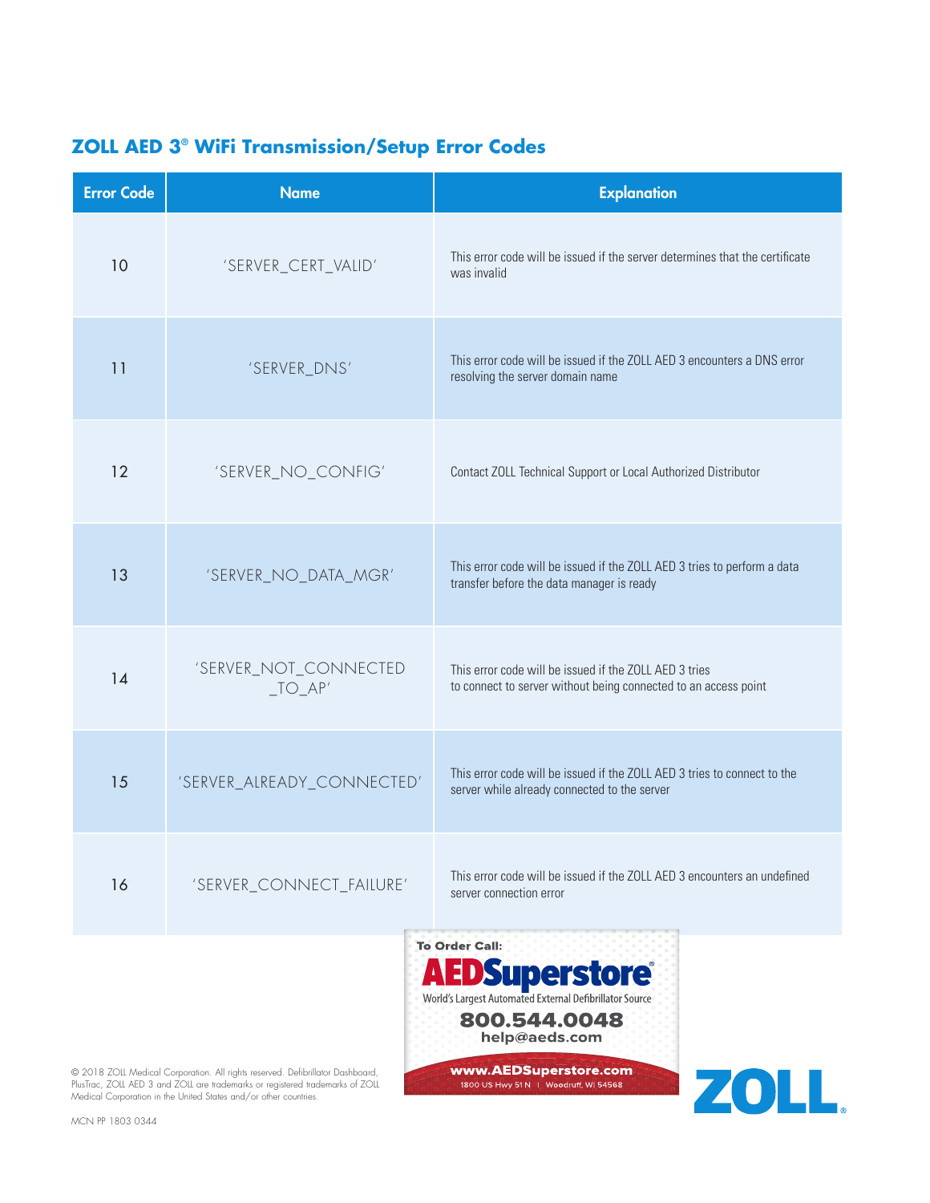## ZOLL AED 3® WiFi Transmission/Setup Error Codes

| Error Code | Name | Explanation |
|---|---|---|
| 10 | 'SERVER_CERT_VALID' | This error code will be issued if the server determines that the certificate was invalid |
| 11 | 'SERVER_DNS' | This error code will be issued if the ZOLL AED 3 encounters a DNS error resolving the server domain name |
| 12 | 'SERVER_NO_CONFIG' | Contact ZOLL Technical Support or Local Authorized Distributor |
| 13 | 'SERVER_NO_DATA_MGR' | This error code will be issued if the ZOLL AED 3 tries to perform a data transfer before the data manager is ready |
| 14 | 'SERVER_NOT_CONNECTED_TO_AP' | This error code will be issued if the ZOLL AED 3 tries to connect to server without being connected to an access point |
| 15 | 'SERVER_ALREADY_CONNECTED' | This error code will be issued if the ZOLL AED 3 tries to connect to the server while already connected to the server |
| 16 | 'SERVER_CONNECT_FAILURE' | This error code will be issued if the ZOLL AED 3 encounters an undefined server connection error |

To Order Call:

AEDSuperstore®

World's Largest Automated External Defibrillator Source

800.544.0048

help@aeds.com

www.AEDSuperstore.com

1800 US Hwy 51 N | Woodruff, WI 54568

© 2018 ZOLL Medical Corporation. All rights reserved. Defibrillator Dashboard, PlusTrac, ZOLL AED 3 and ZOLL are trademarks or registered trademarks of ZOLL Medical Corporation in the United States and/or other countries.

MCN PP 1803 0344

ZOLL®